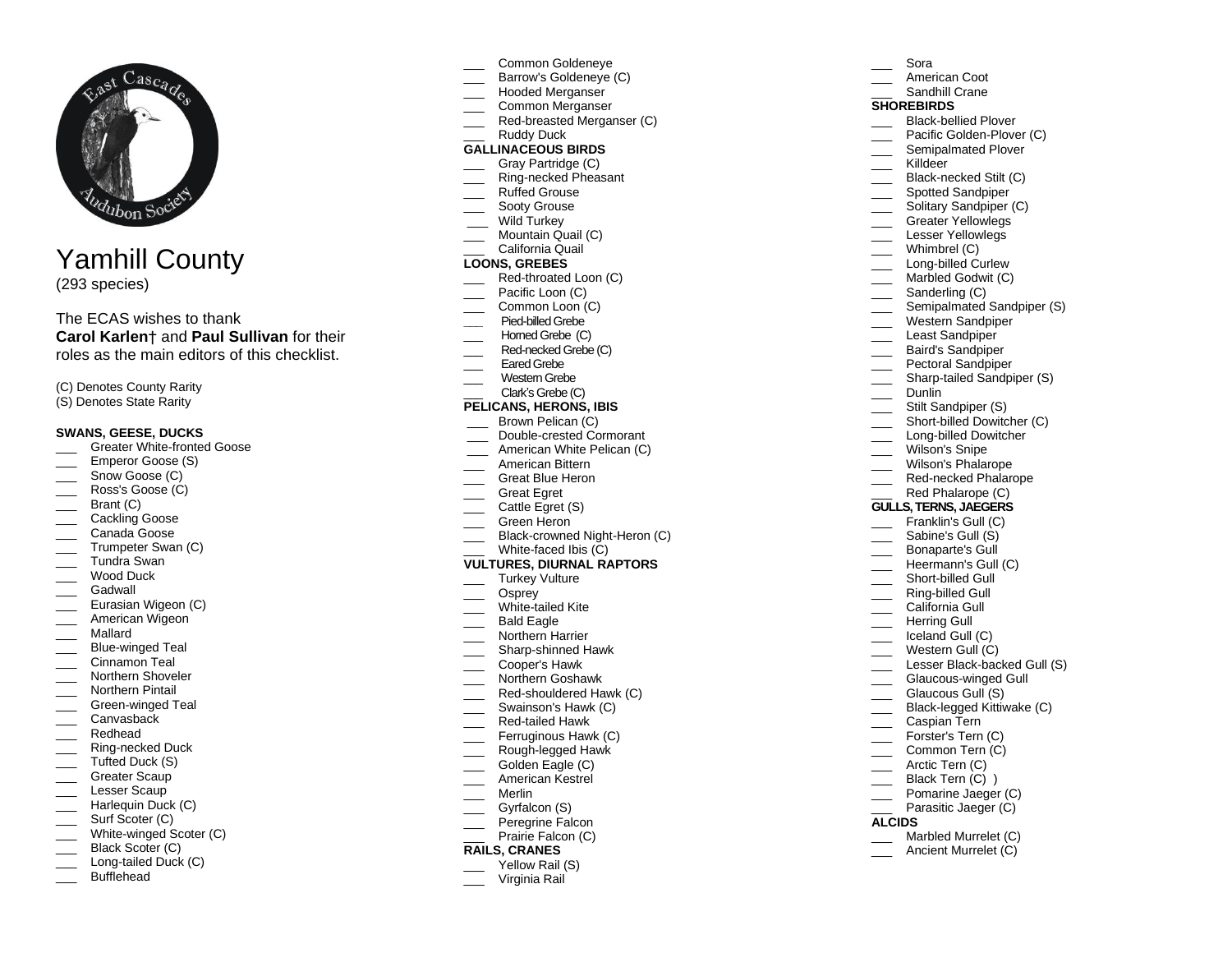# Yamhill County

(293 species)

The ECAS wishes to thank **Carol Karlen**† and **Paul Sullivan** for their roles as the main editors of this checklist.

(C) Denotes County Rarity
(S) Denotes State Rarity

**SWANS, GEESE, DUCKS**

- ___ Greater White-fronted Goose
- ___ Emperor Goose (S)
- ___ Snow Goose (C)
- ___ Ross's Goose (C)
- ___ Brant (C)
- ___ Cackling Goose
- ___ Canada Goose
- ___ Trumpeter Swan (C)
- ___ Tundra Swan
- ___ Wood Duck
- ___ Gadwall
- ___ Eurasian Wigeon (C)
- ___ American Wigeon
- ___ Mallard
- ___ Blue-winged Teal
- ___ Cinnamon Teal
- ___ Northern Shoveler
- ___ Northern Pintail
- ___ Green-winged Teal
- ___ Canvasback
- ___ Redhead
- ___ Ring-necked Duck
- ___ Tufted Duck (S)
- ___ Greater Scaup
- ___ Lesser Scaup
- ___ Harlequin Duck (C)
- ___ Surf Scoter (C)
- ___ White-winged Scoter (C)
- ___ Black Scoter (C)
- ___ Long-tailed Duck (C)
- ___ Bufflehead
- ___ Common Goldeneye
- ___ Barrow's Goldeneye (C)
- ___ Hooded Merganser
- ___ Common Merganser
- ___ Red-breasted Merganser (C)
- ___ Ruddy Duck

**GALLINACEOUS BIRDS**

- ___ Gray Partridge (C)
- ___ Ring-necked Pheasant
- ___ Ruffed Grouse
- ___ Sooty Grouse
- ___ Wild Turkey
- ___ Mountain Quail (C)
- ___ California Quail

**LOONS, GREBES**

- ___ Red-throated Loon (C)
- ___ Pacific Loon (C)
- ___ Common Loon (C)
- ___ Pied-billed Grebe
- ___ Horned Grebe (C)
- ___ Red-necked Grebe (C)
- ___ Eared Grebe
- ___ Western Grebe
- ___ Clark's Grebe (C)

**PELICANS, HERONS, IBIS**

- ___ Brown Pelican (C)
- ___ Double-crested Cormorant
- ___ American White Pelican (C)
- ___ American Bittern
- ___ Great Blue Heron
- ___ Great Egret
- ___ Cattle Egret (S)
- ___ Green Heron
- ___ Black-crowned Night-Heron (C)
- ___ White-faced Ibis (C)

**VULTURES, DIURNAL RAPTORS**

- ___ Turkey Vulture
- ___ Osprey
- ___ White-tailed Kite
- ___ Bald Eagle
- ___ Northern Harrier
- ___ Sharp-shinned Hawk
- ___ Cooper's Hawk
- ___ Northern Goshawk
- ___ Red-shouldered Hawk (C)
- ___ Swainson's Hawk (C)
- ___ Red-tailed Hawk
- ___ Ferruginous Hawk (C)
- ___ Rough-legged Hawk
- ___ Golden Eagle (C)
- ___ American Kestrel
- ___ Merlin
- ___ Gyrfalcon (S)
- ___ Peregrine Falcon
- ___ Prairie Falcon (C)

**RAILS, CRANES**

- ___ Yellow Rail (S)
- ___ Virginia Rail
- ___ Sora
- ___ American Coot
- ___ Sandhill Crane

**SHOREBIRDS**

- ___ Black-bellied Plover
- ___ Pacific Golden-Plover (C)
- ___ Semipalmated Plover
- ___ Killdeer
- ___ Black-necked Stilt (C)
- ___ Spotted Sandpiper
- ___ Solitary Sandpiper (C)
- ___ Greater Yellowlegs
- ___ Lesser Yellowlegs
- ___ Whimbrel (C)
- ___ Long-billed Curlew
- ___ Marbled Godwit (C)
- ___ Sanderling (C)
- ___ Semipalmated Sandpiper (S)
- ___ Western Sandpiper
- ___ Least Sandpiper
- ___ Baird's Sandpiper
- ___ Pectoral Sandpiper
- ___ Sharp-tailed Sandpiper (S)
- ___ Dunlin
- ___ Stilt Sandpiper (S)
- ___ Short-billed Dowitcher (C)
- ___ Long-billed Dowitcher
- ___ Wilson's Snipe
- ___ Wilson's Phalarope
- ___ Red-necked Phalarope
- ___ Red Phalarope (C)

**GULLS, TERNS, JAEGERS**

- ___ Franklin's Gull (C)
- ___ Sabine's Gull (S)
- ___ Bonaparte's Gull
- ___ Heermann's Gull (C)
- ___ Short-billed Gull
- ___ Ring-billed Gull
- ___ California Gull
- ___ Herring Gull
- ___ Iceland Gull (C)
- ___ Western Gull (C)
- ___ Lesser Black-backed Gull (S)
- ___ Glaucous-winged Gull
- ___ Glaucous Gull (S)
- ___ Black-legged Kittiwake (C)
- ___ Caspian Tern
- ___ Forster's Tern (C)
- ___ Common Tern (C)
- ___ Arctic Tern (C)
- ___ Black Tern (C) )
- ___ Pomarine Jaeger (C)
- ___ Parasitic Jaeger (C)

**ALCIDS**

- ___ Marbled Murrelet (C)
- ___ Ancient Murrelet (C)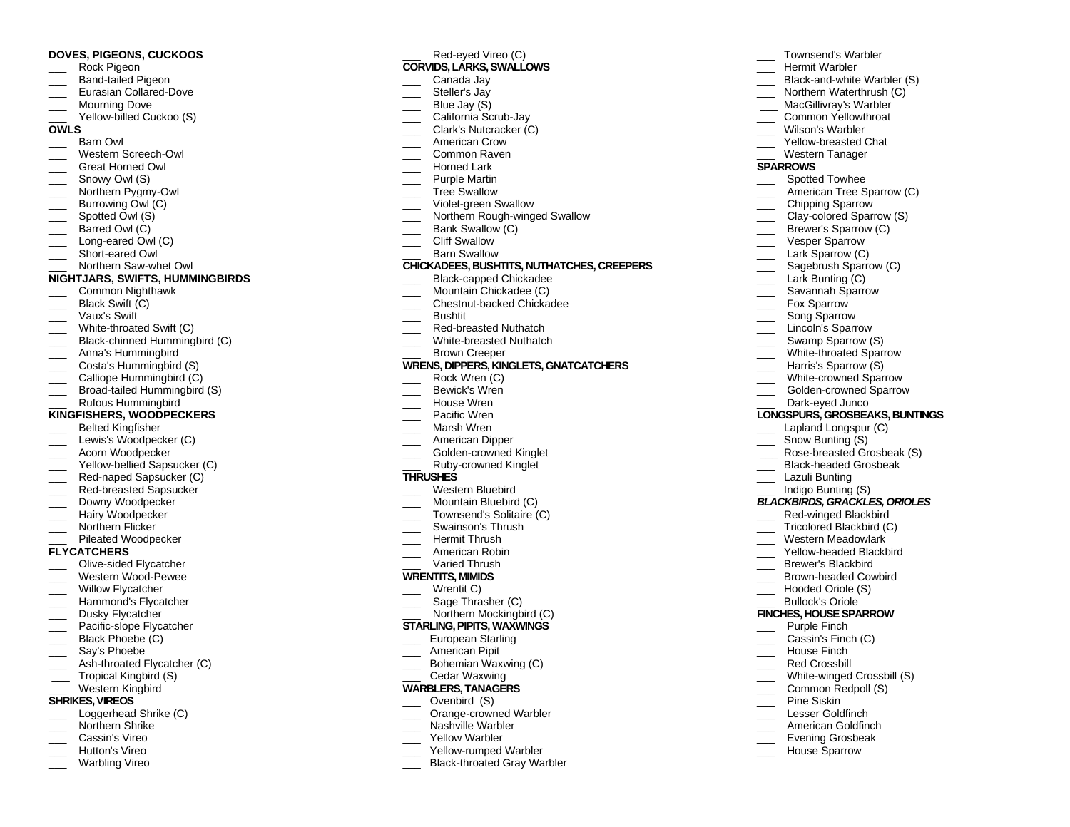**DOVES, PIGEONS, CUCKOOS**

- ___ Rock Pigeon
- ___ Band-tailed Pigeon
- ___ Eurasian Collared-Dove
- ___ Mourning Dove
- ___ Yellow-billed Cuckoo (S)

**OWLS**

- ___ Barn Owl
- ___ Western Screech-Owl
- ___ Great Horned Owl
- ___ Snowy Owl (S)
- ___ Northern Pygmy-Owl
- ___ Burrowing Owl (C)
- ___ Spotted Owl (S)
- ___ Barred Owl (C)
- ___ Long-eared Owl (C)
- ___ Short-eared Owl
- ___ Northern Saw-whet Owl

**NIGHTJARS, SWIFTS, HUMMINGBIRDS**

- ___ Common Nighthawk
- ___ Black Swift (C)
- ___ Vaux's Swift
- ___ White-throated Swift (C)
- ___ Black-chinned Hummingbird (C)
- ___ Anna's Hummingbird
- ___ Costa's Hummingbird (S)
- ___ Calliope Hummingbird (C)
- ___ Broad-tailed Hummingbird (S)
- ___ Rufous Hummingbird

**KINGFISHERS, WOODPECKERS**

- ___ Belted Kingfisher
- ___ Lewis's Woodpecker (C)
- ___ Acorn Woodpecker
- ___ Yellow-bellied Sapsucker (C)
- ___ Red-naped Sapsucker (C)
- ___ Red-breasted Sapsucker
- ___ Downy Woodpecker
- ___ Hairy Woodpecker
- ___ Northern Flicker
- ___ Pileated Woodpecker

**FLYCATCHERS**

- ___ Olive-sided Flycatcher
- ___ Western Wood-Pewee
- ___ Willow Flycatcher
- ___ Hammond's Flycatcher
- ___ Dusky Flycatcher
- ___ Pacific-slope Flycatcher
- ___ Black Phoebe (C)
- ___ Say's Phoebe
- ___ Ash-throated Flycatcher (C)
- ___ Tropical Kingbird (S)
- ___ Western Kingbird

**SHRIKES, VIREOS**

- ___ Loggerhead Shrike (C)
- ___ Northern Shrike
- ___ Cassin's Vireo
- ___ Hutton's Vireo
- ___ Warbling Vireo
- ___ Red-eyed Vireo (C)

**CORVIDS, LARKS, SWALLOWS**

- ___ Canada Jay
- ___ Steller's Jay
- ___ Blue Jay (S)
- ___ California Scrub-Jay
- ___ Clark's Nutcracker (C)
- ___ American Crow
- ___ Common Raven
- ___ Horned Lark
- ___ Purple Martin
- ___ Tree Swallow
- ___ Violet-green Swallow
- ___ Northern Rough-winged Swallow
- ___ Bank Swallow (C)
- ___ Cliff Swallow
- ___ Barn Swallow

**CHICKADEES, BUSHTITS, NUTHATCHES, CREEPERS**

- ___ Black-capped Chickadee
- ___ Mountain Chickadee (C)
- ___ Chestnut-backed Chickadee
- ___ Bushtit
- ___ Red-breasted Nuthatch
- ___ White-breasted Nuthatch
- ___ Brown Creeper

**WRENS, DIPPERS, KINGLETS, GNATCATCHERS**

- ___ Rock Wren (C)
- ___ Bewick's Wren
- ___ House Wren
- ___ Pacific Wren
- ___ Marsh Wren
- ___ American Dipper
- ___ Golden-crowned Kinglet
- ___ Ruby-crowned Kinglet

**THRUSHES**

- ___ Western Bluebird
- ___ Mountain Bluebird (C)
- ___ Townsend's Solitaire (C)
- ___ Swainson's Thrush
- ___ Hermit Thrush
- ___ American Robin
- ___ Varied Thrush

**WRENTITS, MIMIDS**

- ___ Wrentit C)
- ___ Sage Thrasher (C)
- ___ Northern Mockingbird (C)

**STARLING, PIPITS, WAXWINGS**

- ___ European Starling
- ___ American Pipit
- ___ Bohemian Waxwing (C)
- ___ Cedar Waxwing

**WARBLERS, TANAGERS**

- ___ Ovenbird (S)
- ___ Orange-crowned Warbler
- ___ Nashville Warbler
- ___ Yellow Warbler
- ___ Yellow-rumped Warbler
- ___ Black-throated Gray Warbler
- ___ Townsend's Warbler
- ___ Hermit Warbler
- ___ Black-and-white Warbler (S)
- ___ Northern Waterthrush (C)
- ___ MacGillivray's Warbler
- ___ Common Yellowthroat
- ___ Wilson's Warbler
- ___ Yellow-breasted Chat
- ___ Western Tanager

**SPARROWS**

- ___ Spotted Towhee
- ___ American Tree Sparrow (C)
- ___ Chipping Sparrow
- ___ Clay-colored Sparrow (S)
- ___ Brewer's Sparrow (C)
- ___ Vesper Sparrow
- ___ Lark Sparrow (C)
- ___ Sagebrush Sparrow (C)
- ___ Lark Bunting (C)
- ___ Savannah Sparrow
- ___ Fox Sparrow
- ___ Song Sparrow
- ___ Lincoln's Sparrow
- ___ Swamp Sparrow (S)
- ___ White-throated Sparrow
- ___ Harris's Sparrow (S)
- ___ White-crowned Sparrow
- ___ Golden-crowned Sparrow
- ___ Dark-eyed Junco

**LONGSPURS, GROSBEAKS, BUNTINGS**

- ___ Lapland Longspur (C)
- ___ Snow Bunting (S)
- ___ Rose-breasted Grosbeak (S)
- ___ Black-headed Grosbeak
- ___ Lazuli Bunting
- ___ Indigo Bunting (S)

***BLACKBIRDS, GRACKLES, ORIOLES***

- ___ Red-winged Blackbird
- ___ Tricolored Blackbird (C)
- ___ Western Meadowlark
- ___ Yellow-headed Blackbird
- ___ Brewer's Blackbird
- ___ Brown-headed Cowbird
- ___ Hooded Oriole (S)
- ___ Bullock's Oriole

**FINCHES, HOUSE SPARROW**

- ___ Purple Finch
- ___ Cassin's Finch (C)
- ___ House Finch
- ___ Red Crossbill
- ___ White-winged Crossbill (S)
- ___ Common Redpoll (S)
- ___ Pine Siskin
- ___ Lesser Goldfinch
- ___ American Goldfinch
- ___ Evening Grosbeak
- ___ House Sparrow